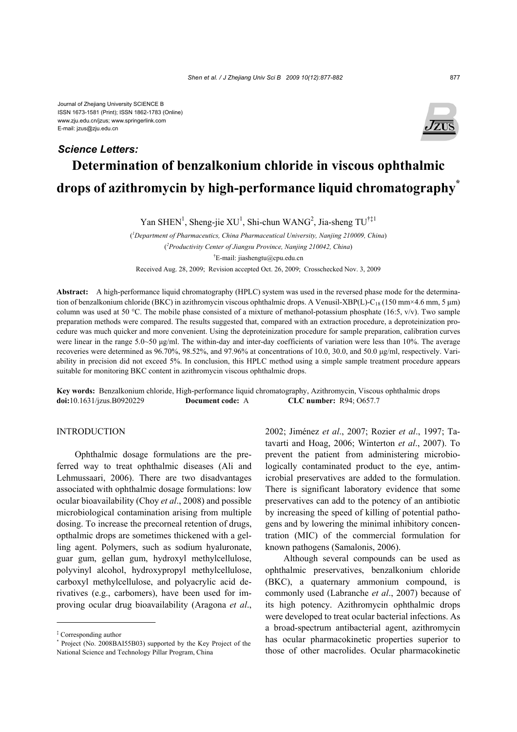Journal of Zhejiang University SCIENCE B
ISSN 1673-1581 (Print); ISSN 1862-1783 (Online)
www.zju.edu.cn/jzus; www.springerlink.com
E-mail: jzus@zju.edu.cn

***Science Letters:***

# Determination of benzalkonium chloride in viscous ophthalmic drops of azithromycin by high-performance liquid chromatography*

Yan SHEN[1], Sheng-jie XU[1], Shi-chun WANG[2], Jia-sheng TU[†‡1]

([1]*Department of Pharmaceutics, China Pharmaceutical University, Nanjing 210009, China*)

([2]*Productivity Center of Jiangsu Province, Nanjing 210042, China*)

[†]E-mail: jiashengtu@cpu.edu.cn

Received Aug. 28, 2009; Revision accepted Oct. 26, 2009; Crosschecked Nov. 3, 2009

**Abstract:** A high-performance liquid chromatography (HPLC) system was used in the reversed phase mode for the determination of benzalkonium chloride (BKC) in azithromycin viscous ophthalmic drops. A Venusil-XBP(L)-$C_{18}$ (150 mm×4.6 mm, 5 μm) column was used at 50 °C. The mobile phase consisted of a mixture of methanol-potassium phosphate (16:5, v/v). Two sample preparation methods were compared. The results suggested that, compared with an extraction procedure, a deproteinization procedure was much quicker and more convenient. Using the deproteinization procedure for sample preparation, calibration curves were linear in the range 5.0~50 μg/ml. The within-day and inter-day coefficients of variation were less than 10%. The average recoveries were determined as 96.70%, 98.52%, and 97.96% at concentrations of 10.0, 30.0, and 50.0 μg/ml, respectively. Variability in precision did not exceed 5%. In conclusion, this HPLC method using a simple sample treatment procedure appears suitable for monitoring BKC content in azithromycin viscous ophthalmic drops.

**Key words:** Benzalkonium chloride, High-performance liquid chromatography, Azithromycin, Viscous ophthalmic drops
**doi:**10.1631/jzus.B0920229 **Document code:** A **CLC number:** R94; O657.7

## INTRODUCTION

Ophthalmic dosage formulations are the preferred way to treat ophthalmic diseases (Ali and Lehmussaari, 2006). There are two disadvantages associated with ophthalmic dosage formulations: low ocular bioavailability (Choy *et al*., 2008) and possible microbiological contamination arising from multiple dosing. To increase the precorneal retention of drugs, opthalmic drops are sometimes thickened with a gelling agent. Polymers, such as sodium hyaluronate, guar gum, gellan gum, hydroxyl methylcellulose, polyvinyl alcohol, hydroxypropyl methylcellulose, carboxyl methylcellulose, and polyacrylic acid derivatives (e.g., carbomers), have been used for improving ocular drug bioavailability (Aragona *et al*., 2002; Jiménez *et al*., 2007; Rozier *et al*., 1997; Tatavarti and Hoag, 2006; Winterton *et al*., 2007). To prevent the patient from administering microbiologically contaminated product to the eye, antimicrobial preservatives are added to the formulation. There is significant laboratory evidence that some preservatives can add to the potency of an antibiotic by increasing the speed of killing of potential pathogens and by lowering the minimal inhibitory concentration (MIC) of the commercial formulation for known pathogens (Samalonis, 2006).

Although several compounds can be used as ophthalmic preservatives, benzalkonium chloride (BKC), a quaternary ammonium compound, is commonly used (Labranche *et al*., 2007) because of its high potency. Azithromycin ophthalmic drops were developed to treat ocular bacterial infections. As a broad-spectrum antibacterial agent, azithromycin has ocular pharmacokinetic properties superior to those of other macrolides. Ocular pharmacokinetic

---

[‡] Corresponding author
[*] Project (No. 2008BAI55B03) supported by the Key Project of the National Science and Technology Pillar Program, China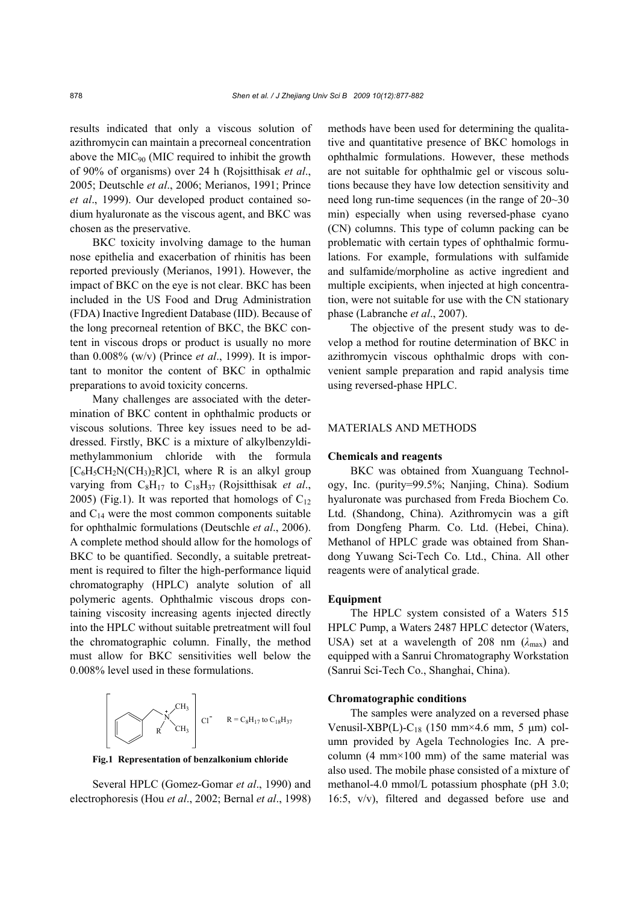results indicated that only a viscous solution of azithromycin can maintain a precorneal concentration above the $MIC_{90}$ (MIC required to inhibit the growth of 90% of organisms) over 24 h (Rojsitthisak *et al*., 2005; Deutschle *et al*., 2006; Merianos, 1991; Prince *et al*., 1999). Our developed product contained sodium hyaluronate as the viscous agent, and BKC was chosen as the preservative.

BKC toxicity involving damage to the human nose epithelia and exacerbation of rhinitis has been reported previously (Merianos, 1991). However, the impact of BKC on the eye is not clear. BKC has been included in the US Food and Drug Administration (FDA) Inactive Ingredient Database (IID). Because of the long precorneal retention of BKC, the BKC content in viscous drops or product is usually no more than 0.008% (w/v) (Prince *et al*., 1999). It is important to monitor the content of BKC in opthalmic preparations to avoid toxicity concerns.

Many challenges are associated with the determination of BKC content in ophthalmic products or viscous solutions. Three key issues need to be addressed. Firstly, BKC is a mixture of alkylbenzyldimethylammonium chloride with the formula $[C_6H_5CH_2N(CH_3)_2R]Cl$, where R is an alkyl group varying from $C_8H_{17}$ to $C_{18}H_{37}$ (Rojsitthisak *et al*., 2005) (Fig.1). It was reported that homologs of $C_{12}$ and $C_{14}$ were the most common components suitable for ophthalmic formulations (Deutschle *et al*., 2006). A complete method should allow for the homologs of BKC to be quantified. Secondly, a suitable pretreatment is required to filter the high-performance liquid chromatography (HPLC) analyte solution of all polymeric agents. Ophthalmic viscous drops containing viscosity increasing agents injected directly into the HPLC without suitable pretreatment will foul the chromatographic column. Finally, the method must allow for BKC sensitivities well below the 0.008% level used in these formulations.

$R = C_8H_{17}$ to $C_{18}H_{37}$

**Fig.1 Representation of benzalkonium chloride**

Several HPLC (Gomez-Gomar *et al*., 1990) and electrophoresis (Hou *et al*., 2002; Bernal *et al*., 1998) methods have been used for determining the qualitative and quantitative presence of BKC homologs in ophthalmic formulations. However, these methods are not suitable for ophthalmic gel or viscous solutions because they have low detection sensitivity and need long run-time sequences (in the range of 20~30 min) especially when using reversed-phase cyano (CN) columns. This type of column packing can be problematic with certain types of ophthalmic formulations. For example, formulations with sulfamide and sulfamide/morpholine as active ingredient and multiple excipients, when injected at high concentration, were not suitable for use with the CN stationary phase (Labranche *et al*., 2007).

The objective of the present study was to develop a method for routine determination of BKC in azithromycin viscous ophthalmic drops with convenient sample preparation and rapid analysis time using reversed-phase HPLC.

## MATERIALS AND METHODS

### Chemicals and reagents

BKC was obtained from Xuanguang Technology, Inc. (purity=99.5%; Nanjing, China). Sodium hyaluronate was purchased from Freda Biochem Co. Ltd. (Shandong, China). Azithromycin was a gift from Dongfeng Pharm. Co. Ltd. (Hebei, China). Methanol of HPLC grade was obtained from Shandong Yuwang Sci-Tech Co. Ltd., China. All other reagents were of analytical grade.

### Equipment

The HPLC system consisted of a Waters 515 HPLC Pump, a Waters 2487 HPLC detector (Waters, USA) set at a wavelength of 208 nm ($\lambda_{max}$) and equipped with a Sanrui Chromatography Workstation (Sanrui Sci-Tech Co., Shanghai, China).

### Chromatographic conditions

The samples were analyzed on a reversed phase Venusil-XBP(L)-$C_{18}$ (150 mm×4.6 mm, 5 μm) column provided by Agela Technologies Inc. A pre-column (4 mm×100 mm) of the same material was also used. The mobile phase consisted of a mixture of methanol-4.0 mmol/L potassium phosphate (pH 3.0; 16:5, v/v), filtered and degassed before use and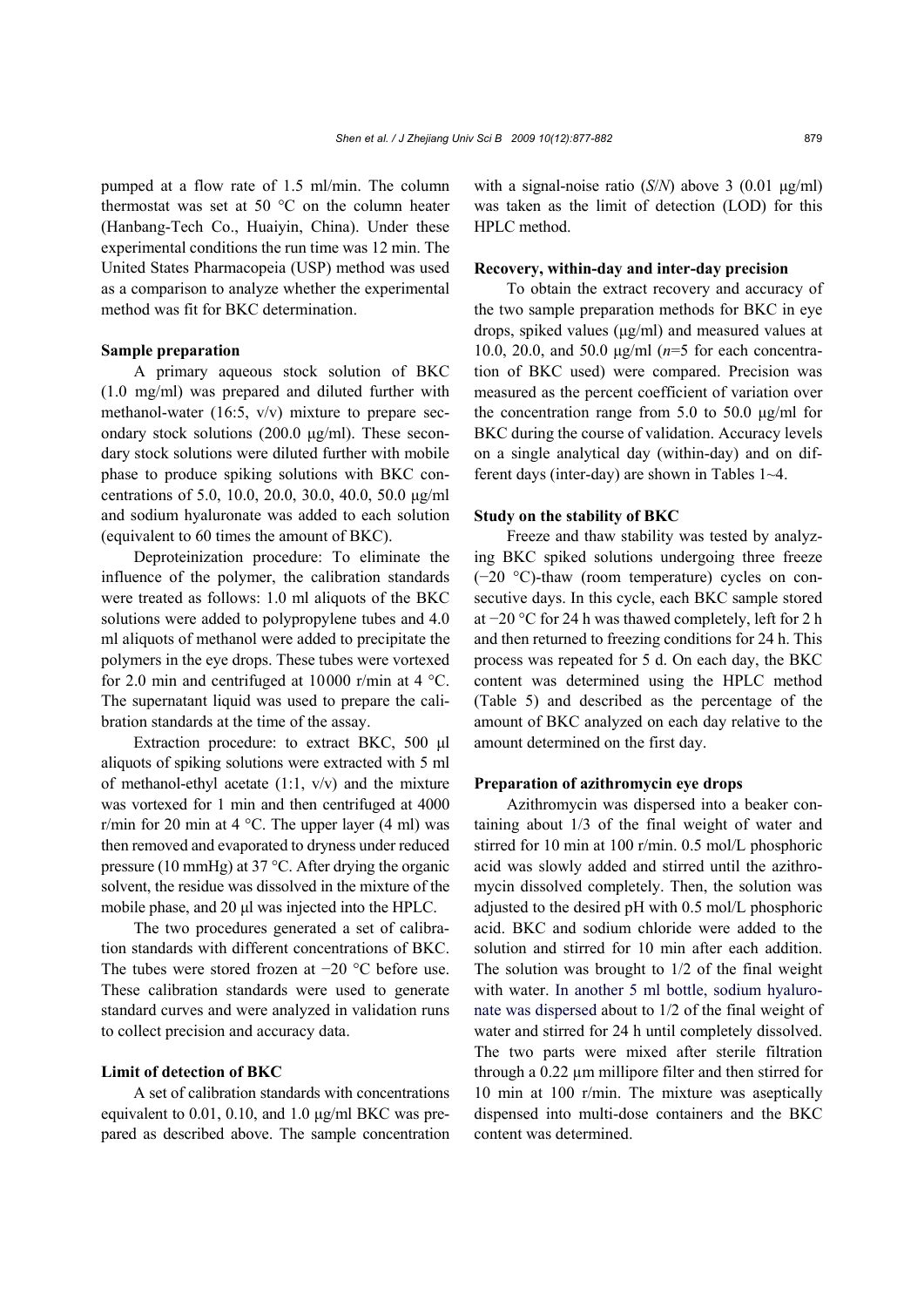pumped at a flow rate of 1.5 ml/min. The column thermostat was set at 50 °C on the column heater (Hanbang-Tech Co., Huaiyin, China). Under these experimental conditions the run time was 12 min. The United States Pharmacopeia (USP) method was used as a comparison to analyze whether the experimental method was fit for BKC determination.

### Sample preparation

A primary aqueous stock solution of BKC (1.0 mg/ml) was prepared and diluted further with methanol-water (16:5, v/v) mixture to prepare secondary stock solutions (200.0 μg/ml). These secondary stock solutions were diluted further with mobile phase to produce spiking solutions with BKC concentrations of 5.0, 10.0, 20.0, 30.0, 40.0, 50.0 μg/ml and sodium hyaluronate was added to each solution (equivalent to 60 times the amount of BKC).

Deproteinization procedure: To eliminate the influence of the polymer, the calibration standards were treated as follows: 1.0 ml aliquots of the BKC solutions were added to polypropylene tubes and 4.0 ml aliquots of methanol were added to precipitate the polymers in the eye drops. These tubes were vortexed for 2.0 min and centrifuged at 10000 r/min at 4 °C. The supernatant liquid was used to prepare the calibration standards at the time of the assay.

Extraction procedure: to extract BKC, 500 μl aliquots of spiking solutions were extracted with 5 ml of methanol-ethyl acetate (1:1, v/v) and the mixture was vortexed for 1 min and then centrifuged at 4000 r/min for 20 min at 4 °C. The upper layer (4 ml) was then removed and evaporated to dryness under reduced pressure (10 mmHg) at 37 °C. After drying the organic solvent, the residue was dissolved in the mixture of the mobile phase, and 20 μl was injected into the HPLC.

The two procedures generated a set of calibration standards with different concentrations of BKC. The tubes were stored frozen at −20 °C before use. These calibration standards were used to generate standard curves and were analyzed in validation runs to collect precision and accuracy data.

### Limit of detection of BKC

A set of calibration standards with concentrations equivalent to 0.01, 0.10, and 1.0 μg/ml BKC was prepared as described above. The sample concentration with a signal-noise ratio ($S/N$) above 3 (0.01 μg/ml) was taken as the limit of detection (LOD) for this HPLC method.

### Recovery, within-day and inter-day precision

To obtain the extract recovery and accuracy of the two sample preparation methods for BKC in eye drops, spiked values (μg/ml) and measured values at 10.0, 20.0, and 50.0 μg/ml ($n$=5 for each concentration of BKC used) were compared. Precision was measured as the percent coefficient of variation over the concentration range from 5.0 to 50.0 μg/ml for BKC during the course of validation. Accuracy levels on a single analytical day (within-day) and on different days (inter-day) are shown in Tables 1~4.

### Study on the stability of BKC

Freeze and thaw stability was tested by analyzing BKC spiked solutions undergoing three freeze (−20 °C)-thaw (room temperature) cycles on consecutive days. In this cycle, each BKC sample stored at −20 °C for 24 h was thawed completely, left for 2 h and then returned to freezing conditions for 24 h. This process was repeated for 5 d. On each day, the BKC content was determined using the HPLC method (Table 5) and described as the percentage of the amount of BKC analyzed on each day relative to the amount determined on the first day.

### Preparation of azithromycin eye drops

Azithromycin was dispersed into a beaker containing about 1/3 of the final weight of water and stirred for 10 min at 100 r/min. 0.5 mol/L phosphoric acid was slowly added and stirred until the azithromycin dissolved completely. Then, the solution was adjusted to the desired pH with 0.5 mol/L phosphoric acid. BKC and sodium chloride were added to the solution and stirred for 10 min after each addition. The solution was brought to 1/2 of the final weight with water. In another 5 ml bottle, sodium hyaluronate was dispersed about to 1/2 of the final weight of water and stirred for 24 h until completely dissolved. The two parts were mixed after sterile filtration through a 0.22 μm millipore filter and then stirred for 10 min at 100 r/min. The mixture was aseptically dispensed into multi-dose containers and the BKC content was determined.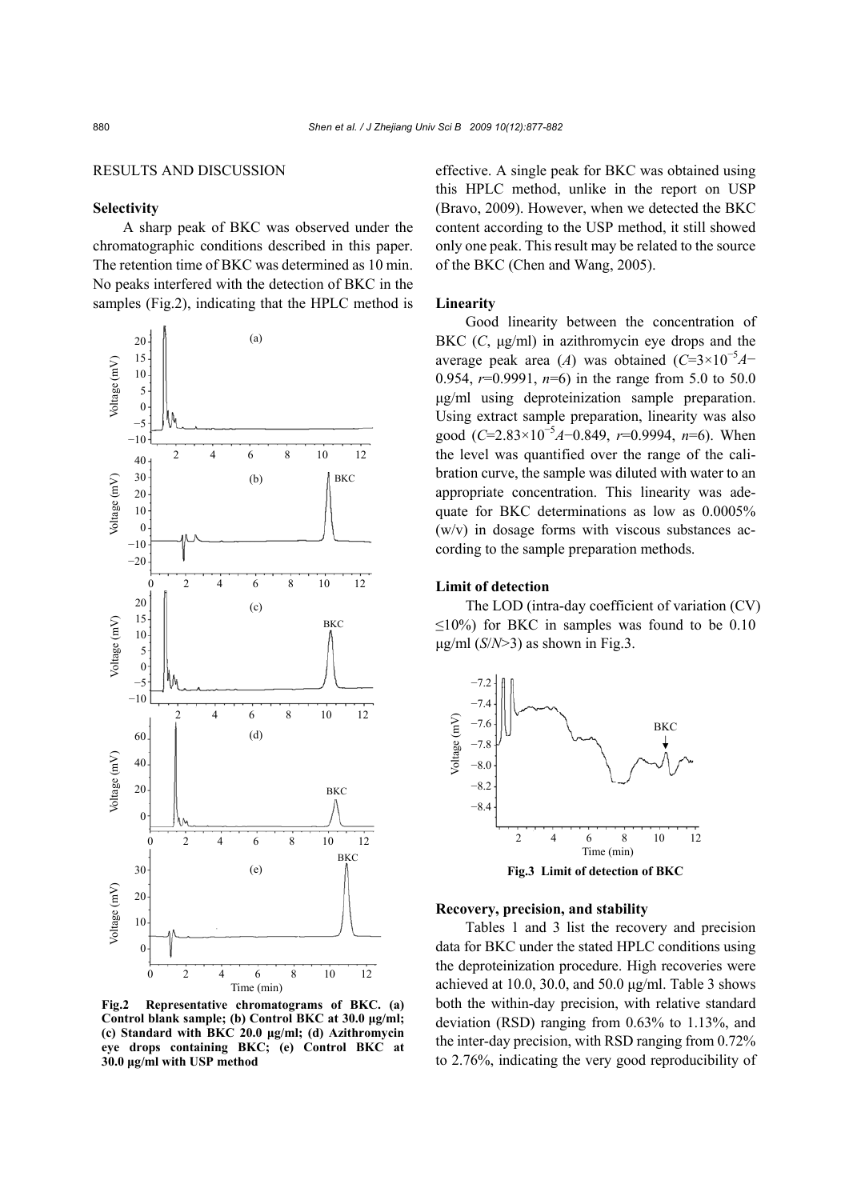## RESULTS AND DISCUSSION

### Selectivity

A sharp peak of BKC was observed under the chromatographic conditions described in this paper. The retention time of BKC was determined as 10 min. No peaks interfered with the detection of BKC in the samples (Fig.2), indicating that the HPLC method is effective. A single peak for BKC was obtained using this HPLC method, unlike in the report on USP (Bravo, 2009). However, when we detected the BKC content according to the USP method, it still showed only one peak. This result may be related to the source of the BKC (Chen and Wang, 2005).

**Fig.2 Representative chromatograms of BKC. (a) Control blank sample; (b) Control BKC at 30.0 μg/ml; (c) Standard with BKC 20.0 μg/ml; (d) Azithromycin eye drops containing BKC; (e) Control BKC at 30.0 μg/ml with USP method**

### Linearity

Good linearity between the concentration of BKC ($C$, μg/ml) in azithromycin eye drops and the average peak area ($A$) was obtained ($C=3\times10^{-5}A-0.954$, $r=0.9991$, $n=6$) in the range from 5.0 to 50.0 μg/ml using deproteinization sample preparation. Using extract sample preparation, linearity was also good ($C=2.83\times10^{-5}A-0.849$, $r=0.9994$, $n=6$). When the level was quantified over the range of the calibration curve, the sample was diluted with water to an appropriate concentration. This linearity was adequate for BKC determinations as low as 0.0005% (w/v) in dosage forms with viscous substances according to the sample preparation methods.

### Limit of detection

The LOD (intra-day coefficient of variation (CV) ≤10%) for BKC in samples was found to be 0.10 μg/ml ($S/N>3$) as shown in Fig.3.

**Fig.3 Limit of detection of BKC**

### Recovery, precision, and stability

Tables 1 and 3 list the recovery and precision data for BKC under the stated HPLC conditions using the deproteinization procedure. High recoveries were achieved at 10.0, 30.0, and 50.0 μg/ml. Table 3 shows both the within-day precision, with relative standard deviation (RSD) ranging from 0.63% to 1.13%, and the inter-day precision, with RSD ranging from 0.72% to 2.76%, indicating the very good reproducibility of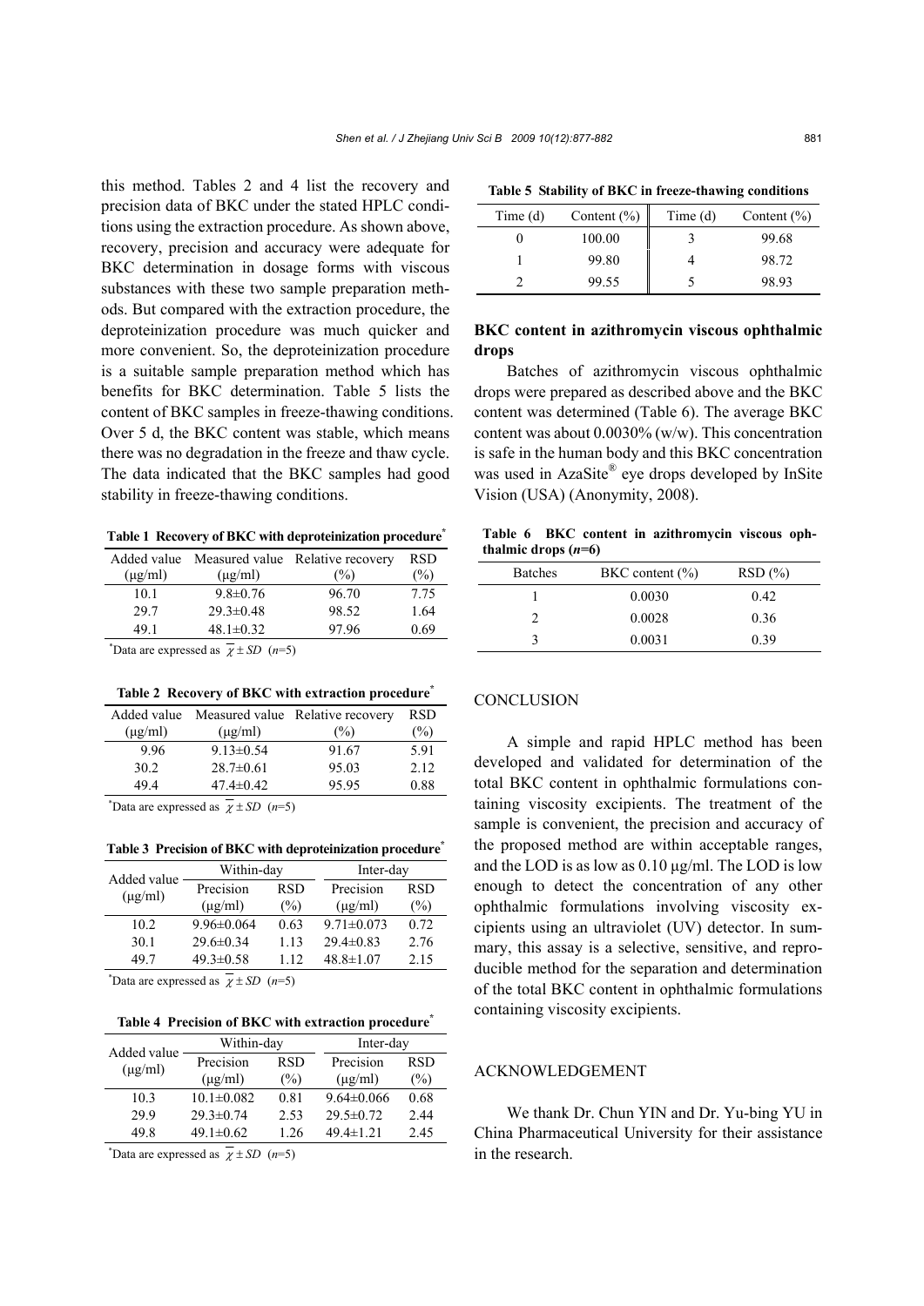this method. Tables 2 and 4 list the recovery and precision data of BKC under the stated HPLC conditions using the extraction procedure. As shown above, recovery, precision and accuracy were adequate for BKC determination in dosage forms with viscous substances with these two sample preparation methods. But compared with the extraction procedure, the deproteinization procedure was much quicker and more convenient. So, the deproteinization procedure is a suitable sample preparation method which has benefits for BKC determination. Table 5 lists the content of BKC samples in freeze-thawing conditions. Over 5 d, the BKC content was stable, which means there was no degradation in the freeze and thaw cycle. The data indicated that the BKC samples had good stability in freeze-thawing conditions.

**Table 1 Recovery of BKC with deproteinization procedure***

| Added value (μg/ml) | Measured value (μg/ml) | Relative recovery (%) | RSD (%) |
|---|---|---|---|
| 10.1 | 9.8±0.76 | 96.70 | 7.75 |
| 29.7 | 29.3±0.48 | 98.52 | 1.64 |
| 49.1 | 48.1±0.32 | 97.96 | 0.69 |

*Data are expressed as $\overline{\chi} \pm SD$ ($n$=5)

**Table 2 Recovery of BKC with extraction procedure***

| Added value (μg/ml) | Measured value (μg/ml) | Relative recovery (%) | RSD (%) |
|---|---|---|---|
| 9.96 | 9.13±0.54 | 91.67 | 5.91 |
| 30.2 | 28.7±0.61 | 95.03 | 2.12 |
| 49.4 | 47.4±0.42 | 95.95 | 0.88 |

*Data are expressed as $\overline{\chi} \pm SD$ ($n$=5)

**Table 3 Precision of BKC with deproteinization procedure***

| Added value (μg/ml) | Within-day | | Inter-day | |
|---|---|---|---|---|
| | Precision (μg/ml) | RSD (%) | Precision (μg/ml) | RSD (%) |
| 10.2 | 9.96±0.064 | 0.63 | 9.71±0.073 | 0.72 |
| 30.1 | 29.6±0.34 | 1.13 | 29.4±0.83 | 2.76 |
| 49.7 | 49.3±0.58 | 1.12 | 48.8±1.07 | 2.15 |

*Data are expressed as $\overline{\chi} \pm SD$ ($n$=5)

**Table 4 Precision of BKC with extraction procedure***

| Added value (μg/ml) | Within-day | | Inter-day | |
|---|---|---|---|---|
| | Precision (μg/ml) | RSD (%) | Precision (μg/ml) | RSD (%) |
| 10.3 | 10.1±0.082 | 0.81 | 9.64±0.066 | 0.68 |
| 29.9 | 29.3±0.74 | 2.53 | 29.5±0.72 | 2.44 |
| 49.8 | 49.1±0.62 | 1.26 | 49.4±1.21 | 2.45 |

*Data are expressed as $\overline{\chi} \pm SD$ ($n$=5)

**Table 5 Stability of BKC in freeze-thawing conditions**

| Time (d) | Content (%) | Time (d) | Content (%) |
|---|---|---|---|
| 0 | 100.00 | 3 | 99.68 |
| 1 | 99.80 | 4 | 98.72 |
| 2 | 99.55 | 5 | 98.93 |

### BKC content in azithromycin viscous ophthalmic drops

Batches of azithromycin viscous ophthalmic drops were prepared as described above and the BKC content was determined (Table 6). The average BKC content was about 0.0030% (w/w). This concentration is safe in the human body and this BKC concentration was used in AzaSite® eye drops developed by InSite Vision (USA) (Anonymity, 2008).

**Table 6 BKC content in azithromycin viscous ophthalmic drops ($n$=6)**

| Batches | BKC content (%) | RSD (%) |
|---|---|---|
| 1 | 0.0030 | 0.42 |
| 2 | 0.0028 | 0.36 |
| 3 | 0.0031 | 0.39 |

## CONCLUSION

A simple and rapid HPLC method has been developed and validated for determination of the total BKC content in ophthalmic formulations containing viscosity excipients. The treatment of the sample is convenient, the precision and accuracy of the proposed method are within acceptable ranges, and the LOD is as low as 0.10 μg/ml. The LOD is low enough to detect the concentration of any other ophthalmic formulations involving viscosity excipients using an ultraviolet (UV) detector. In summary, this assay is a selective, sensitive, and reproducible method for the separation and determination of the total BKC content in ophthalmic formulations containing viscosity excipients.

## ACKNOWLEDGEMENT

We thank Dr. Chun YIN and Dr. Yu-bing YU in China Pharmaceutical University for their assistance in the research.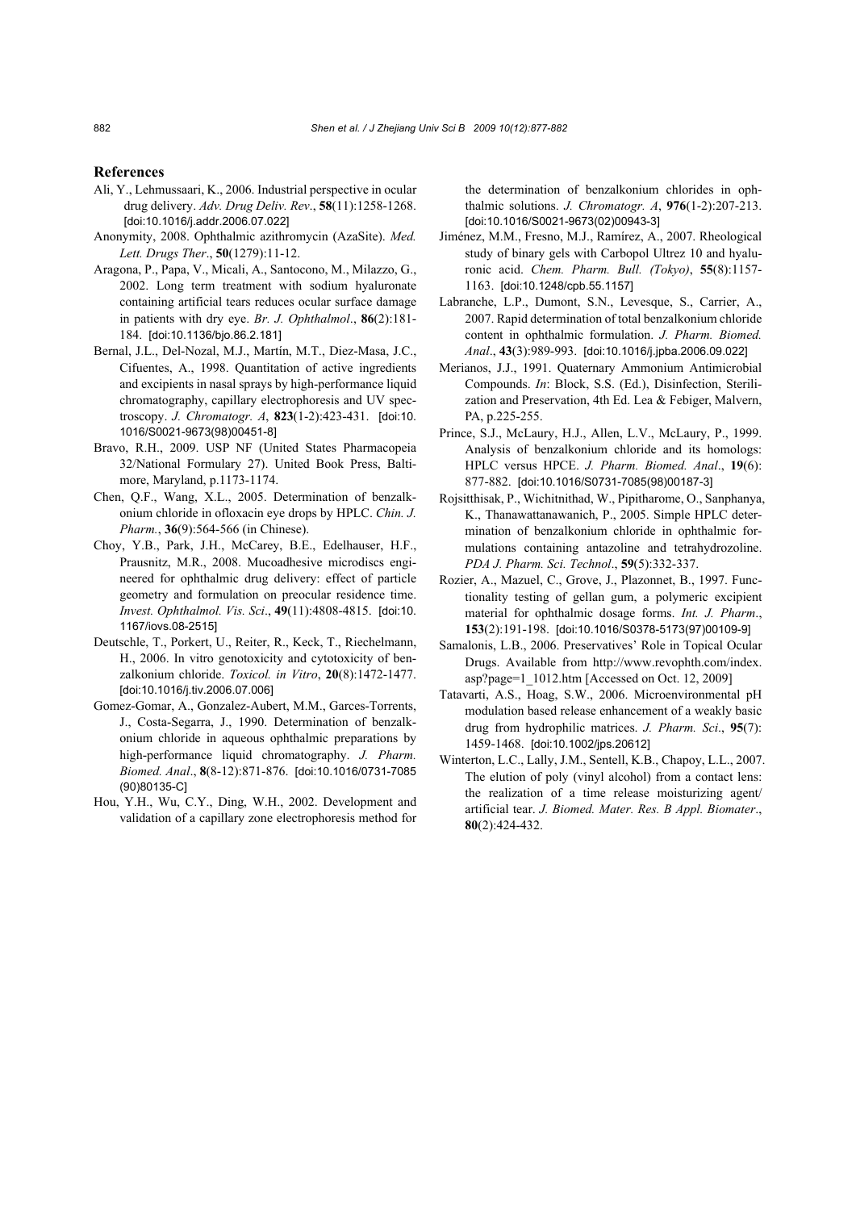## References

Ali, Y., Lehmussaari, K., 2006. Industrial perspective in ocular drug delivery. *Adv. Drug Deliv. Rev*., **58**(11):1258-1268. [doi:10.1016/j.addr.2006.07.022]

Anonymity, 2008. Ophthalmic azithromycin (AzaSite). *Med. Lett. Drugs Ther*., **50**(1279):11-12.

Aragona, P., Papa, V., Micali, A., Santocono, M., Milazzo, G., 2002. Long term treatment with sodium hyaluronate containing artificial tears reduces ocular surface damage in patients with dry eye. *Br. J. Ophthalmol*., **86**(2):181-184. [doi:10.1136/bjo.86.2.181]

Bernal, J.L., Del-Nozal, M.J., Martín, M.T., Diez-Masa, J.C., Cifuentes, A., 1998. Quantitation of active ingredients and excipients in nasal sprays by high-performance liquid chromatography, capillary electrophoresis and UV spectroscopy. *J. Chromatogr. A*, **823**(1-2):423-431. [doi:10.1016/S0021-9673(98)00451-8]

Bravo, R.H., 2009. USP NF (United States Pharmacopeia 32/National Formulary 27). United Book Press, Baltimore, Maryland, p.1173-1174.

Chen, Q.F., Wang, X.L., 2005. Determination of benzalkonium chloride in ofloxacin eye drops by HPLC. *Chin. J. Pharm.*, **36**(9):564-566 (in Chinese).

Choy, Y.B., Park, J.H., McCarey, B.E., Edelhauser, H.F., Prausnitz, M.R., 2008. Mucoadhesive microdiscs engineered for ophthalmic drug delivery: effect of particle geometry and formulation on preocular residence time. *Invest. Ophthalmol. Vis. Sci*., **49**(11):4808-4815. [doi:10.1167/iovs.08-2515]

Deutschle, T., Porkert, U., Reiter, R., Keck, T., Riechelmann, H., 2006. In vitro genotoxicity and cytotoxicity of benzalkonium chloride. *Toxicol. in Vitro*, **20**(8):1472-1477. [doi:10.1016/j.tiv.2006.07.006]

Gomez-Gomar, A., Gonzalez-Aubert, M.M., Garces-Torrents, J., Costa-Segarra, J., 1990. Determination of benzalkonium chloride in aqueous ophthalmic preparations by high-performance liquid chromatography. *J. Pharm. Biomed. Anal*., **8**(8-12):871-876. [doi:10.1016/0731-7085(90)80135-C]

Hou, Y.H., Wu, C.Y., Ding, W.H., 2002. Development and validation of a capillary zone electrophoresis method for the determination of benzalkonium chlorides in ophthalmic solutions. *J. Chromatogr. A*, **976**(1-2):207-213. [doi:10.1016/S0021-9673(02)00943-3]

Jiménez, M.M., Fresno, M.J., Ramírez, A., 2007. Rheological study of binary gels with Carbopol Ultrez 10 and hyaluronic acid. *Chem. Pharm. Bull. (Tokyo)*, **55**(8):1157-1163. [doi:10.1248/cpb.55.1157]

Labranche, L.P., Dumont, S.N., Levesque, S., Carrier, A., 2007. Rapid determination of total benzalkonium chloride content in ophthalmic formulation. *J. Pharm. Biomed. Anal*., **43**(3):989-993. [doi:10.1016/j.jpba.2006.09.022]

Merianos, J.J., 1991. Quaternary Ammonium Antimicrobial Compounds. *In*: Block, S.S. (Ed.), Disinfection, Sterilization and Preservation, 4th Ed. Lea & Febiger, Malvern, PA, p.225-255.

Prince, S.J., McLaury, H.J., Allen, L.V., McLaury, P., 1999. Analysis of benzalkonium chloride and its homologs: HPLC versus HPCE. *J. Pharm. Biomed. Anal*., **19**(6): 877-882. [doi:10.1016/S0731-7085(98)00187-3]

Rojsitthisak, P., Wichitnithad, W., Pipitharome, O., Sanphanya, K., Thanawattanawanich, P., 2005. Simple HPLC determination of benzalkonium chloride in ophthalmic formulations containing antazoline and tetrahydrozoline. *PDA J. Pharm. Sci. Technol*., **59**(5):332-337.

Rozier, A., Mazuel, C., Grove, J., Plazonnet, B., 1997. Functionality testing of gellan gum, a polymeric excipient material for ophthalmic dosage forms. *Int. J. Pharm*., **153**(2):191-198. [doi:10.1016/S0378-5173(97)00109-9]

Samalonis, L.B., 2006. Preservatives' Role in Topical Ocular Drugs. Available from http://www.revophth.com/index.asp?page=1_1012.htm [Accessed on Oct. 12, 2009]

Tatavarti, A.S., Hoag, S.W., 2006. Microenvironmental pH modulation based release enhancement of a weakly basic drug from hydrophilic matrices. *J. Pharm. Sci*., **95**(7): 1459-1468. [doi:10.1002/jps.20612]

Winterton, L.C., Lally, J.M., Sentell, K.B., Chapoy, L.L., 2007. The elution of poly (vinyl alcohol) from a contact lens: the realization of a time release moisturizing agent/artificial tear. *J. Biomed. Mater. Res. B Appl. Biomater*., **80**(2):424-432.